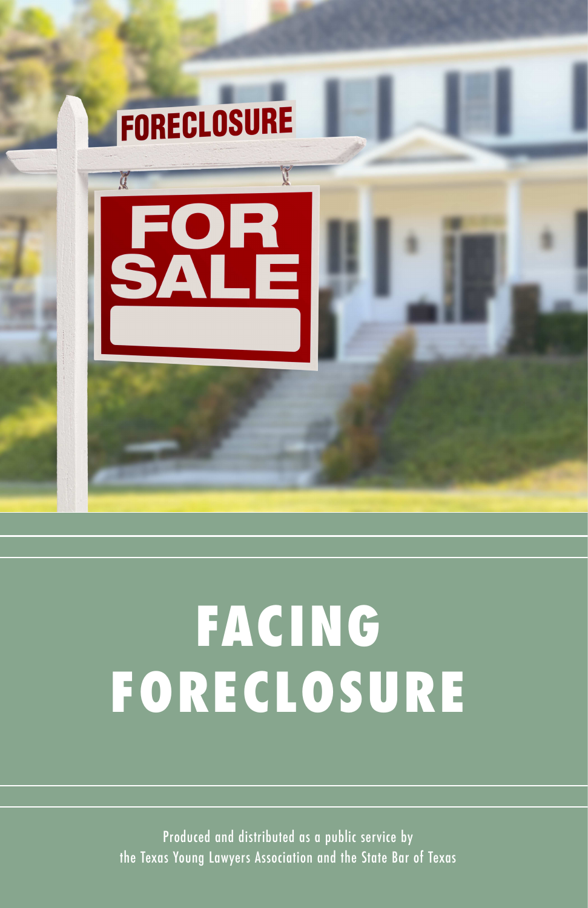# FACING FORECLOSURE

Produced and distributed as a public service by
the Texas Young Lawyers Association and the State Bar of Texas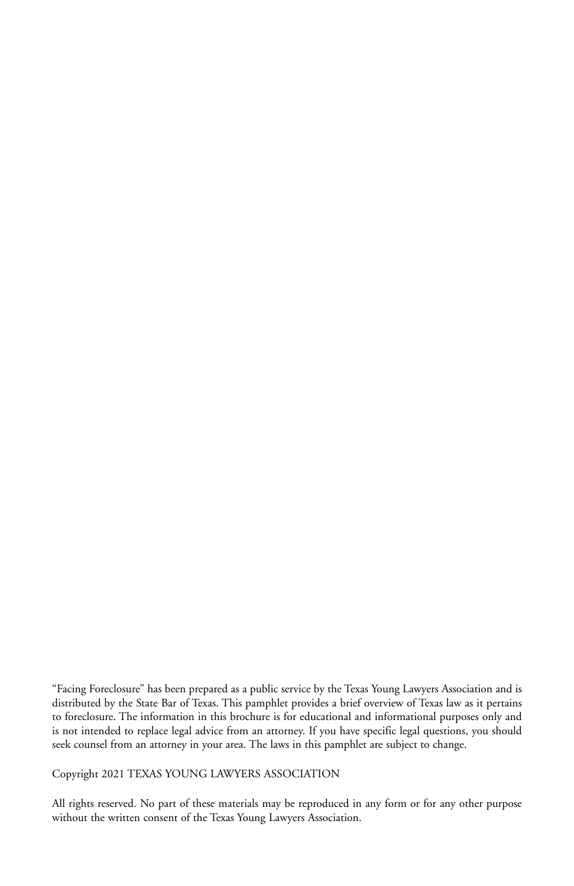"Facing Foreclosure" has been prepared as a public service by the Texas Young Lawyers Association and is distributed by the State Bar of Texas. This pamphlet provides a brief overview of Texas law as it pertains to foreclosure. The information in this brochure is for educational and informational purposes only and is not intended to replace legal advice from an attorney. If you have specific legal questions, you should seek counsel from an attorney in your area. The laws in this pamphlet are subject to change.

Copyright 2021 TEXAS YOUNG LAWYERS ASSOCIATION

All rights reserved. No part of these materials may be reproduced in any form or for any other purpose without the written consent of the Texas Young Lawyers Association.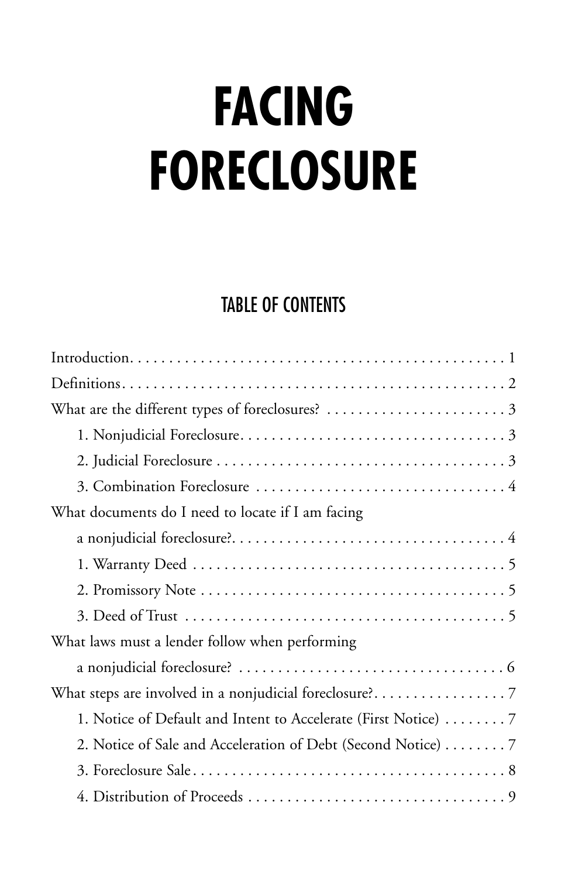# FACING FORECLOSURE

## TABLE OF CONTENTS

Introduction . . . . . . . . . . . . . . . . . . . . . . . . . . . . . . . . . . . . . . . . . . . . . . . . 1

Definitions . . . . . . . . . . . . . . . . . . . . . . . . . . . . . . . . . . . . . . . . . . . . . . . . . 2

What are the different types of foreclosures? . . . . . . . . . . . . . . . . . . . . . . . . 3

- 1. Nonjudicial Foreclosure . . . . . . . . . . . . . . . . . . . . . . . . . . . . . . . . . . 3
- 2. Judicial Foreclosure . . . . . . . . . . . . . . . . . . . . . . . . . . . . . . . . . . . . . 3
- 3. Combination Foreclosure . . . . . . . . . . . . . . . . . . . . . . . . . . . . . . . . 4

What documents do I need to locate if I am facing a nonjudicial foreclosure? . . . . . . . . . . . . . . . . . . . . . . . . . . . . . . . . . . . . 4

- 1. Warranty Deed . . . . . . . . . . . . . . . . . . . . . . . . . . . . . . . . . . . . . . . . 5
- 2. Promissory Note . . . . . . . . . . . . . . . . . . . . . . . . . . . . . . . . . . . . . . . 5
- 3. Deed of Trust . . . . . . . . . . . . . . . . . . . . . . . . . . . . . . . . . . . . . . . . . 5

What laws must a lender follow when performing a nonjudicial foreclosure? . . . . . . . . . . . . . . . . . . . . . . . . . . . . . . . . . . 6

What steps are involved in a nonjudicial foreclosure? . . . . . . . . . . . . . . . . . 7

- 1. Notice of Default and Intent to Accelerate (First Notice) . . . . . . . . 7
- 2. Notice of Sale and Acceleration of Debt (Second Notice) . . . . . . . . 7
- 3. Foreclosure Sale . . . . . . . . . . . . . . . . . . . . . . . . . . . . . . . . . . . . . . . . 8
- 4. Distribution of Proceeds . . . . . . . . . . . . . . . . . . . . . . . . . . . . . . . . . 9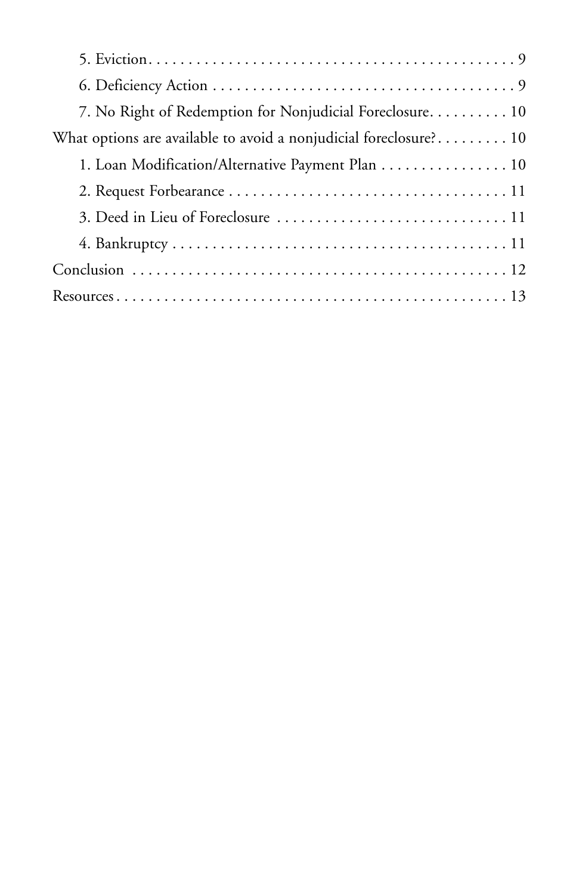- 5. Eviction . . . . . . . . . . . . . . . . . . . . . . . . . . . . . . . . . . . . . . . . . . . . . 9
- 6. Deficiency Action . . . . . . . . . . . . . . . . . . . . . . . . . . . . . . . . . . . . . . . 9
- 7. No Right of Redemption for Nonjudicial Foreclosure. . . . . . . . . . 10

What options are available to avoid a nonjudicial foreclosure? . . . . . . . . . 10

- 1. Loan Modification/Alternative Payment Plan . . . . . . . . . . . . . . . . 10
- 2. Request Forbearance . . . . . . . . . . . . . . . . . . . . . . . . . . . . . . . . . . . 11
- 3. Deed in Lieu of Foreclosure . . . . . . . . . . . . . . . . . . . . . . . . . . . . 11
- 4. Bankruptcy . . . . . . . . . . . . . . . . . . . . . . . . . . . . . . . . . . . . . . . . . . 11

Conclusion . . . . . . . . . . . . . . . . . . . . . . . . . . . . . . . . . . . . . . . . . . . . . . 12

Resources . . . . . . . . . . . . . . . . . . . . . . . . . . . . . . . . . . . . . . . . . . . . . . . 13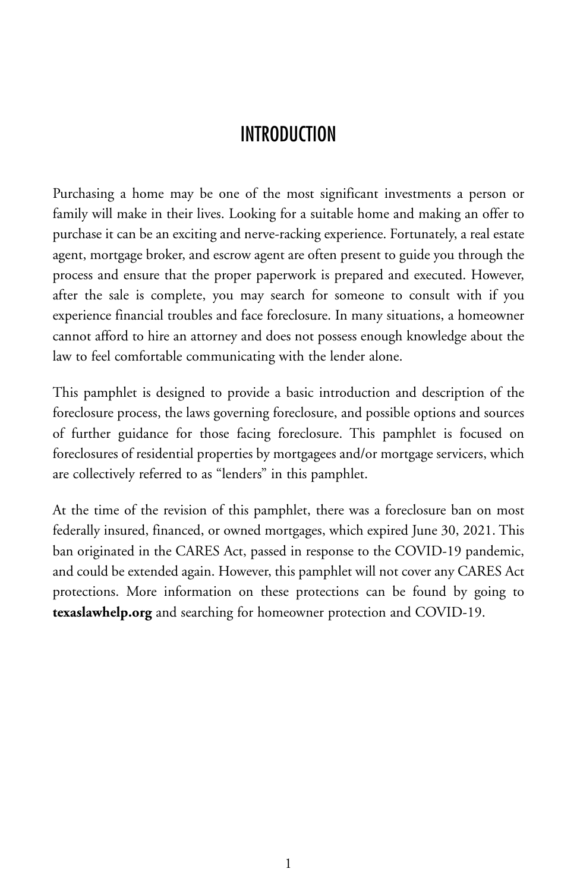# INTRODUCTION

Purchasing a home may be one of the most significant investments a person or family will make in their lives. Looking for a suitable home and making an offer to purchase it can be an exciting and nerve-racking experience. Fortunately, a real estate agent, mortgage broker, and escrow agent are often present to guide you through the process and ensure that the proper paperwork is prepared and executed. However, after the sale is complete, you may search for someone to consult with if you experience financial troubles and face foreclosure. In many situations, a homeowner cannot afford to hire an attorney and does not possess enough knowledge about the law to feel comfortable communicating with the lender alone.

This pamphlet is designed to provide a basic introduction and description of the foreclosure process, the laws governing foreclosure, and possible options and sources of further guidance for those facing foreclosure. This pamphlet is focused on foreclosures of residential properties by mortgagees and/or mortgage servicers, which are collectively referred to as "lenders" in this pamphlet.

At the time of the revision of this pamphlet, there was a foreclosure ban on most federally insured, financed, or owned mortgages, which expired June 30, 2021. This ban originated in the CARES Act, passed in response to the COVID-19 pandemic, and could be extended again. However, this pamphlet will not cover any CARES Act protections. More information on these protections can be found by going to **texaslawhelp.org** and searching for homeowner protection and COVID-19.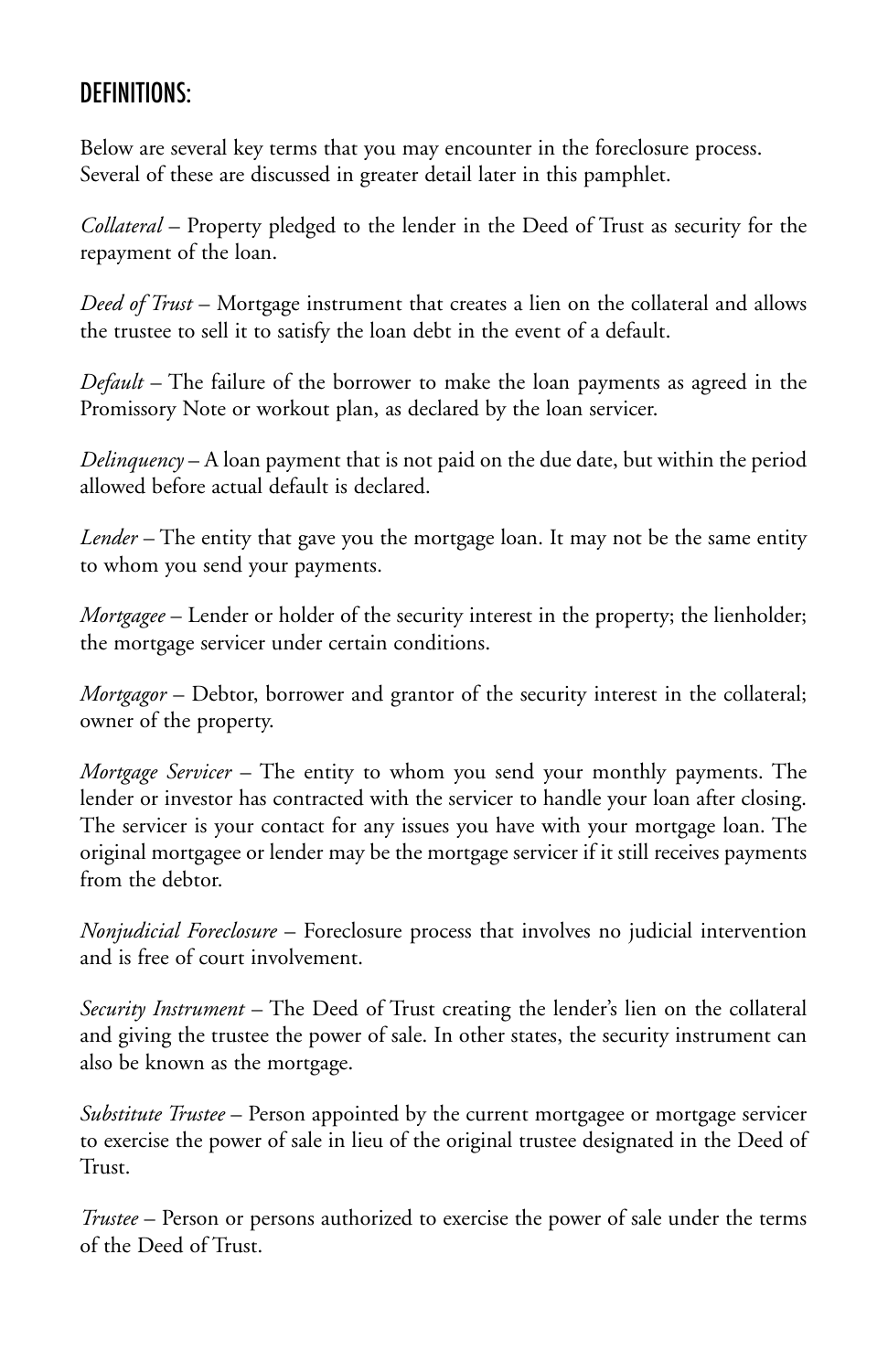## DEFINITIONS:

Below are several key terms that you may encounter in the foreclosure process. Several of these are discussed in greater detail later in this pamphlet.

*Collateral* – Property pledged to the lender in the Deed of Trust as security for the repayment of the loan.

*Deed of Trust* – Mortgage instrument that creates a lien on the collateral and allows the trustee to sell it to satisfy the loan debt in the event of a default.

*Default* – The failure of the borrower to make the loan payments as agreed in the Promissory Note or workout plan, as declared by the loan servicer.

*Delinquency* – A loan payment that is not paid on the due date, but within the period allowed before actual default is declared.

*Lender* – The entity that gave you the mortgage loan. It may not be the same entity to whom you send your payments.

*Mortgagee* – Lender or holder of the security interest in the property; the lienholder; the mortgage servicer under certain conditions.

*Mortgagor* – Debtor, borrower and grantor of the security interest in the collateral; owner of the property.

*Mortgage Servicer* – The entity to whom you send your monthly payments. The lender or investor has contracted with the servicer to handle your loan after closing. The servicer is your contact for any issues you have with your mortgage loan. The original mortgagee or lender may be the mortgage servicer if it still receives payments from the debtor.

*Nonjudicial Foreclosure* – Foreclosure process that involves no judicial intervention and is free of court involvement.

*Security Instrument* – The Deed of Trust creating the lender's lien on the collateral and giving the trustee the power of sale. In other states, the security instrument can also be known as the mortgage.

*Substitute Trustee* – Person appointed by the current mortgagee or mortgage servicer to exercise the power of sale in lieu of the original trustee designated in the Deed of Trust.

*Trustee* – Person or persons authorized to exercise the power of sale under the terms of the Deed of Trust.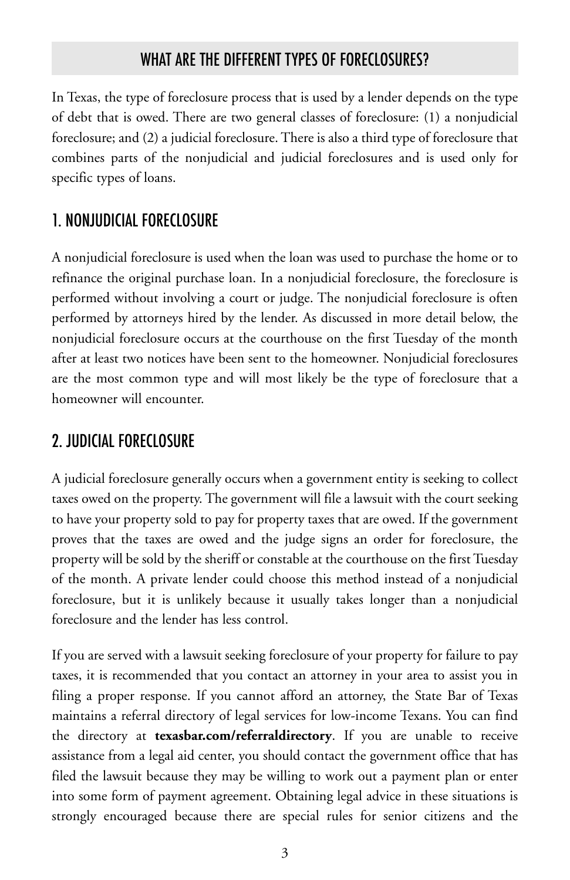## WHAT ARE THE DIFFERENT TYPES OF FORECLOSURES?

In Texas, the type of foreclosure process that is used by a lender depends on the type of debt that is owed. There are two general classes of foreclosure: (1) a nonjudicial foreclosure; and (2) a judicial foreclosure. There is also a third type of foreclosure that combines parts of the nonjudicial and judicial foreclosures and is used only for specific types of loans.

### 1. NONJUDICIAL FORECLOSURE

A nonjudicial foreclosure is used when the loan was used to purchase the home or to refinance the original purchase loan. In a nonjudicial foreclosure, the foreclosure is performed without involving a court or judge. The nonjudicial foreclosure is often performed by attorneys hired by the lender. As discussed in more detail below, the nonjudicial foreclosure occurs at the courthouse on the first Tuesday of the month after at least two notices have been sent to the homeowner. Nonjudicial foreclosures are the most common type and will most likely be the type of foreclosure that a homeowner will encounter.

### 2. JUDICIAL FORECLOSURE

A judicial foreclosure generally occurs when a government entity is seeking to collect taxes owed on the property. The government will file a lawsuit with the court seeking to have your property sold to pay for property taxes that are owed. If the government proves that the taxes are owed and the judge signs an order for foreclosure, the property will be sold by the sheriff or constable at the courthouse on the first Tuesday of the month. A private lender could choose this method instead of a nonjudicial foreclosure, but it is unlikely because it usually takes longer than a nonjudicial foreclosure and the lender has less control.

If you are served with a lawsuit seeking foreclosure of your property for failure to pay taxes, it is recommended that you contact an attorney in your area to assist you in filing a proper response. If you cannot afford an attorney, the State Bar of Texas maintains a referral directory of legal services for low-income Texans. You can find the directory at **texasbar.com/referraldirectory**. If you are unable to receive assistance from a legal aid center, you should contact the government office that has filed the lawsuit because they may be willing to work out a payment plan or enter into some form of payment agreement. Obtaining legal advice in these situations is strongly encouraged because there are special rules for senior citizens and the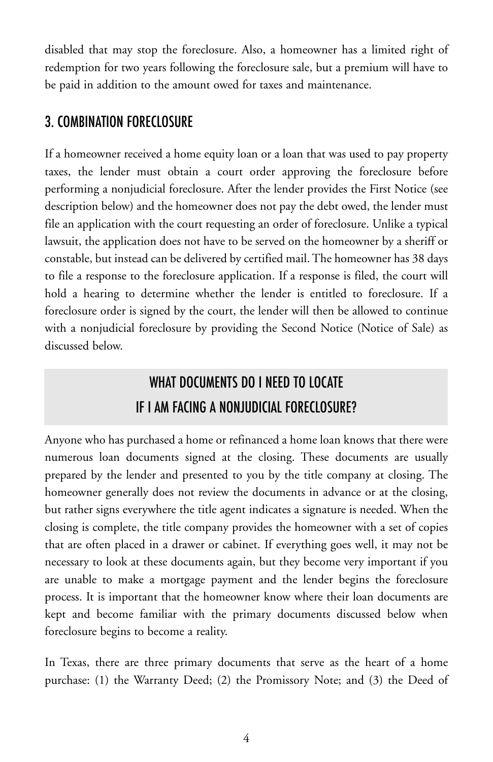disabled that may stop the foreclosure. Also, a homeowner has a limited right of redemption for two years following the foreclosure sale, but a premium will have to be paid in addition to the amount owed for taxes and maintenance.

## 3. COMBINATION FORECLOSURE

If a homeowner received a home equity loan or a loan that was used to pay property taxes, the lender must obtain a court order approving the foreclosure before performing a nonjudicial foreclosure. After the lender provides the First Notice (see description below) and the homeowner does not pay the debt owed, the lender must file an application with the court requesting an order of foreclosure. Unlike a typical lawsuit, the application does not have to be served on the homeowner by a sheriff or constable, but instead can be delivered by certified mail. The homeowner has 38 days to file a response to the foreclosure application. If a response is filed, the court will hold a hearing to determine whether the lender is entitled to foreclosure. If a foreclosure order is signed by the court, the lender will then be allowed to continue with a nonjudicial foreclosure by providing the Second Notice (Notice of Sale) as discussed below.

## WHAT DOCUMENTS DO I NEED TO LOCATE IF I AM FACING A NONJUDICIAL FORECLOSURE?

Anyone who has purchased a home or refinanced a home loan knows that there were numerous loan documents signed at the closing. These documents are usually prepared by the lender and presented to you by the title company at closing. The homeowner generally does not review the documents in advance or at the closing, but rather signs everywhere the title agent indicates a signature is needed. When the closing is complete, the title company provides the homeowner with a set of copies that are often placed in a drawer or cabinet. If everything goes well, it may not be necessary to look at these documents again, but they become very important if you are unable to make a mortgage payment and the lender begins the foreclosure process. It is important that the homeowner know where their loan documents are kept and become familiar with the primary documents discussed below when foreclosure begins to become a reality.

In Texas, there are three primary documents that serve as the heart of a home purchase: (1) the Warranty Deed; (2) the Promissory Note; and (3) the Deed of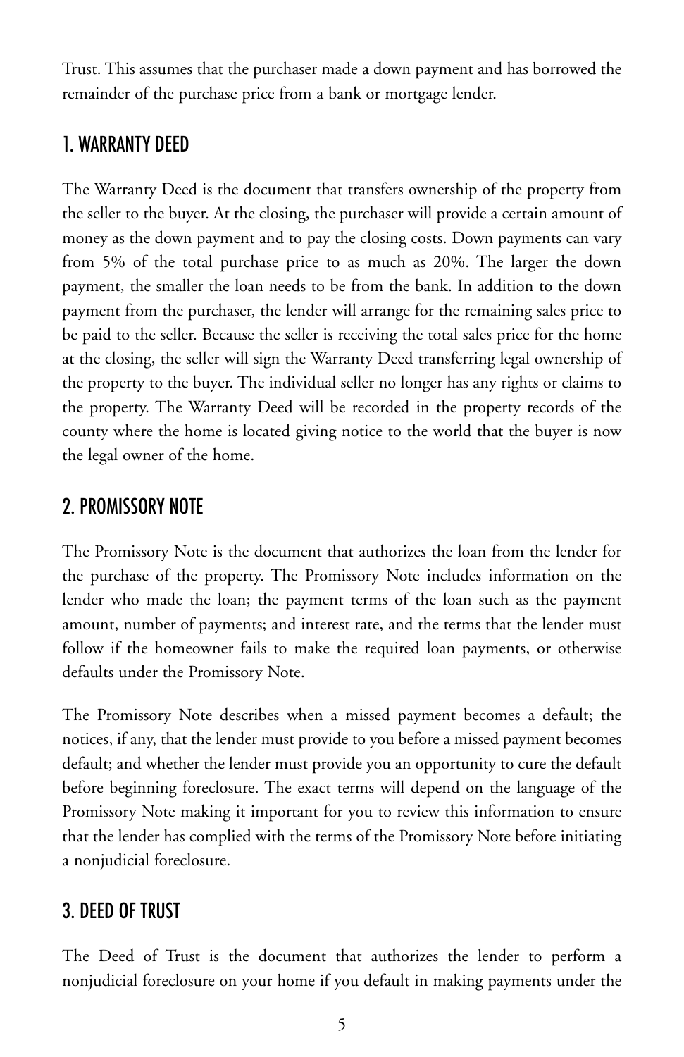Trust. This assumes that the purchaser made a down payment and has borrowed the remainder of the purchase price from a bank or mortgage lender.

## 1. WARRANTY DEED

The Warranty Deed is the document that transfers ownership of the property from the seller to the buyer. At the closing, the purchaser will provide a certain amount of money as the down payment and to pay the closing costs. Down payments can vary from 5% of the total purchase price to as much as 20%. The larger the down payment, the smaller the loan needs to be from the bank. In addition to the down payment from the purchaser, the lender will arrange for the remaining sales price to be paid to the seller. Because the seller is receiving the total sales price for the home at the closing, the seller will sign the Warranty Deed transferring legal ownership of the property to the buyer. The individual seller no longer has any rights or claims to the property. The Warranty Deed will be recorded in the property records of the county where the home is located giving notice to the world that the buyer is now the legal owner of the home.

## 2. PROMISSORY NOTE

The Promissory Note is the document that authorizes the loan from the lender for the purchase of the property. The Promissory Note includes information on the lender who made the loan; the payment terms of the loan such as the payment amount, number of payments; and interest rate, and the terms that the lender must follow if the homeowner fails to make the required loan payments, or otherwise defaults under the Promissory Note.

The Promissory Note describes when a missed payment becomes a default; the notices, if any, that the lender must provide to you before a missed payment becomes default; and whether the lender must provide you an opportunity to cure the default before beginning foreclosure. The exact terms will depend on the language of the Promissory Note making it important for you to review this information to ensure that the lender has complied with the terms of the Promissory Note before initiating a nonjudicial foreclosure.

## 3. DEED OF TRUST

The Deed of Trust is the document that authorizes the lender to perform a nonjudicial foreclosure on your home if you default in making payments under the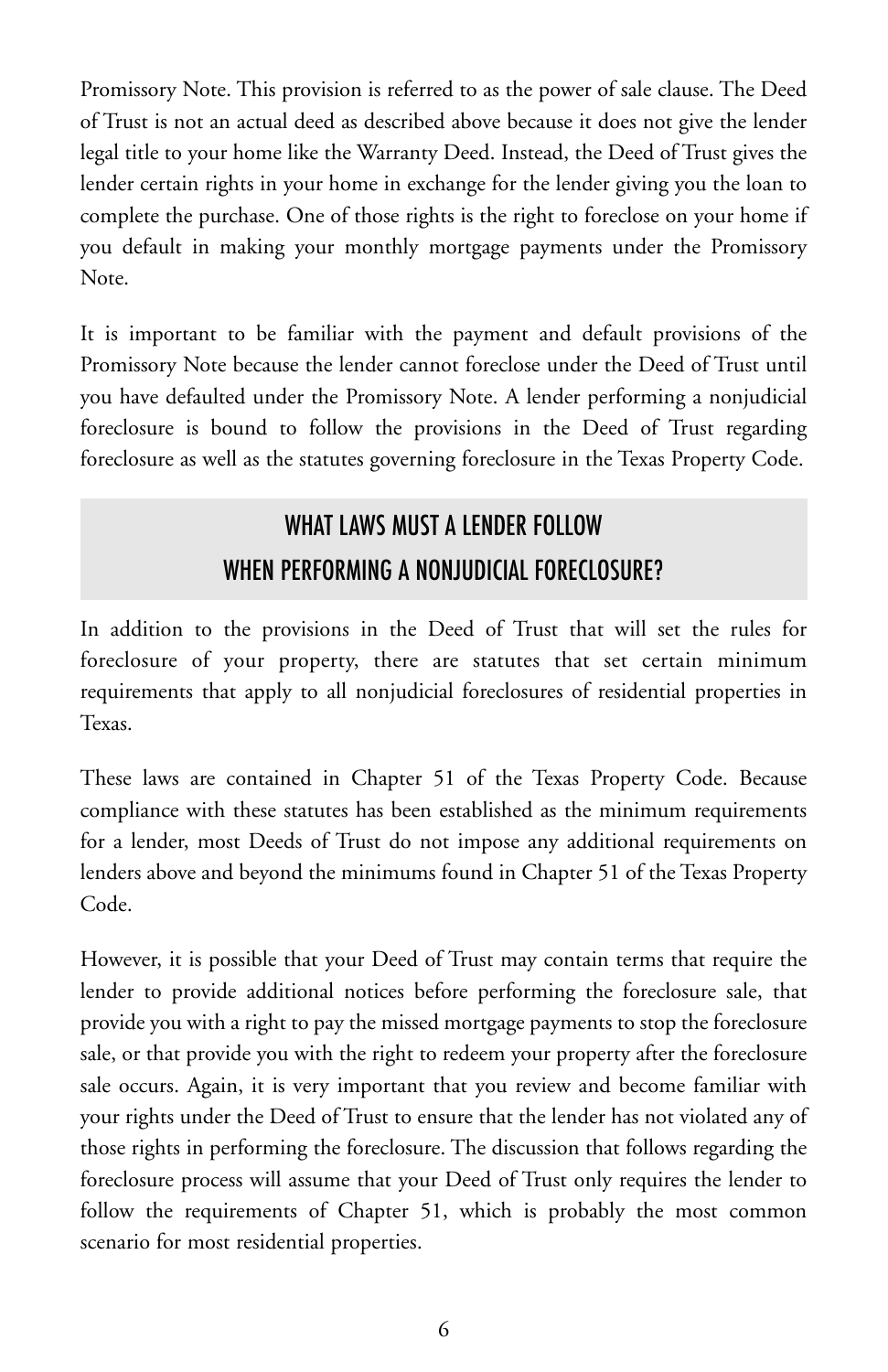Promissory Note. This provision is referred to as the power of sale clause. The Deed of Trust is not an actual deed as described above because it does not give the lender legal title to your home like the Warranty Deed. Instead, the Deed of Trust gives the lender certain rights in your home in exchange for the lender giving you the loan to complete the purchase. One of those rights is the right to foreclose on your home if you default in making your monthly mortgage payments under the Promissory Note.

It is important to be familiar with the payment and default provisions of the Promissory Note because the lender cannot foreclose under the Deed of Trust until you have defaulted under the Promissory Note. A lender performing a nonjudicial foreclosure is bound to follow the provisions in the Deed of Trust regarding foreclosure as well as the statutes governing foreclosure in the Texas Property Code.

## WHAT LAWS MUST A LENDER FOLLOW WHEN PERFORMING A NONJUDICIAL FORECLOSURE?

In addition to the provisions in the Deed of Trust that will set the rules for foreclosure of your property, there are statutes that set certain minimum requirements that apply to all nonjudicial foreclosures of residential properties in Texas.

These laws are contained in Chapter 51 of the Texas Property Code. Because compliance with these statutes has been established as the minimum requirements for a lender, most Deeds of Trust do not impose any additional requirements on lenders above and beyond the minimums found in Chapter 51 of the Texas Property Code.

However, it is possible that your Deed of Trust may contain terms that require the lender to provide additional notices before performing the foreclosure sale, that provide you with a right to pay the missed mortgage payments to stop the foreclosure sale, or that provide you with the right to redeem your property after the foreclosure sale occurs. Again, it is very important that you review and become familiar with your rights under the Deed of Trust to ensure that the lender has not violated any of those rights in performing the foreclosure. The discussion that follows regarding the foreclosure process will assume that your Deed of Trust only requires the lender to follow the requirements of Chapter 51, which is probably the most common scenario for most residential properties.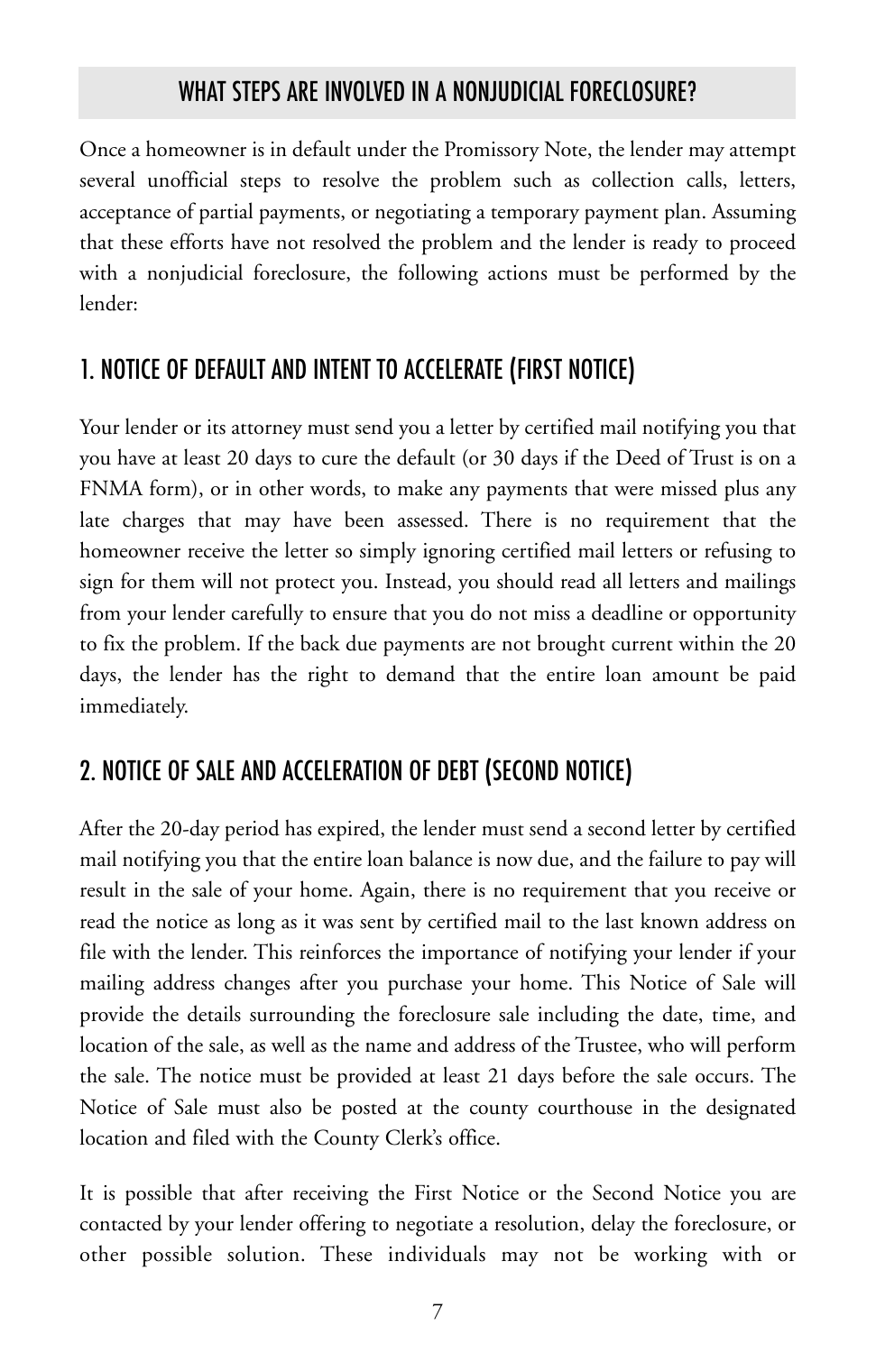## WHAT STEPS ARE INVOLVED IN A NONJUDICIAL FORECLOSURE?

Once a homeowner is in default under the Promissory Note, the lender may attempt several unofficial steps to resolve the problem such as collection calls, letters, acceptance of partial payments, or negotiating a temporary payment plan. Assuming that these efforts have not resolved the problem and the lender is ready to proceed with a nonjudicial foreclosure, the following actions must be performed by the lender:

### 1. NOTICE OF DEFAULT AND INTENT TO ACCELERATE (FIRST NOTICE)

Your lender or its attorney must send you a letter by certified mail notifying you that you have at least 20 days to cure the default (or 30 days if the Deed of Trust is on a FNMA form), or in other words, to make any payments that were missed plus any late charges that may have been assessed. There is no requirement that the homeowner receive the letter so simply ignoring certified mail letters or refusing to sign for them will not protect you. Instead, you should read all letters and mailings from your lender carefully to ensure that you do not miss a deadline or opportunity to fix the problem. If the back due payments are not brought current within the 20 days, the lender has the right to demand that the entire loan amount be paid immediately.

### 2. NOTICE OF SALE AND ACCELERATION OF DEBT (SECOND NOTICE)

After the 20-day period has expired, the lender must send a second letter by certified mail notifying you that the entire loan balance is now due, and the failure to pay will result in the sale of your home. Again, there is no requirement that you receive or read the notice as long as it was sent by certified mail to the last known address on file with the lender. This reinforces the importance of notifying your lender if your mailing address changes after you purchase your home. This Notice of Sale will provide the details surrounding the foreclosure sale including the date, time, and location of the sale, as well as the name and address of the Trustee, who will perform the sale. The notice must be provided at least 21 days before the sale occurs. The Notice of Sale must also be posted at the county courthouse in the designated location and filed with the County Clerk's office.

It is possible that after receiving the First Notice or the Second Notice you are contacted by your lender offering to negotiate a resolution, delay the foreclosure, or other possible solution. These individuals may not be working with or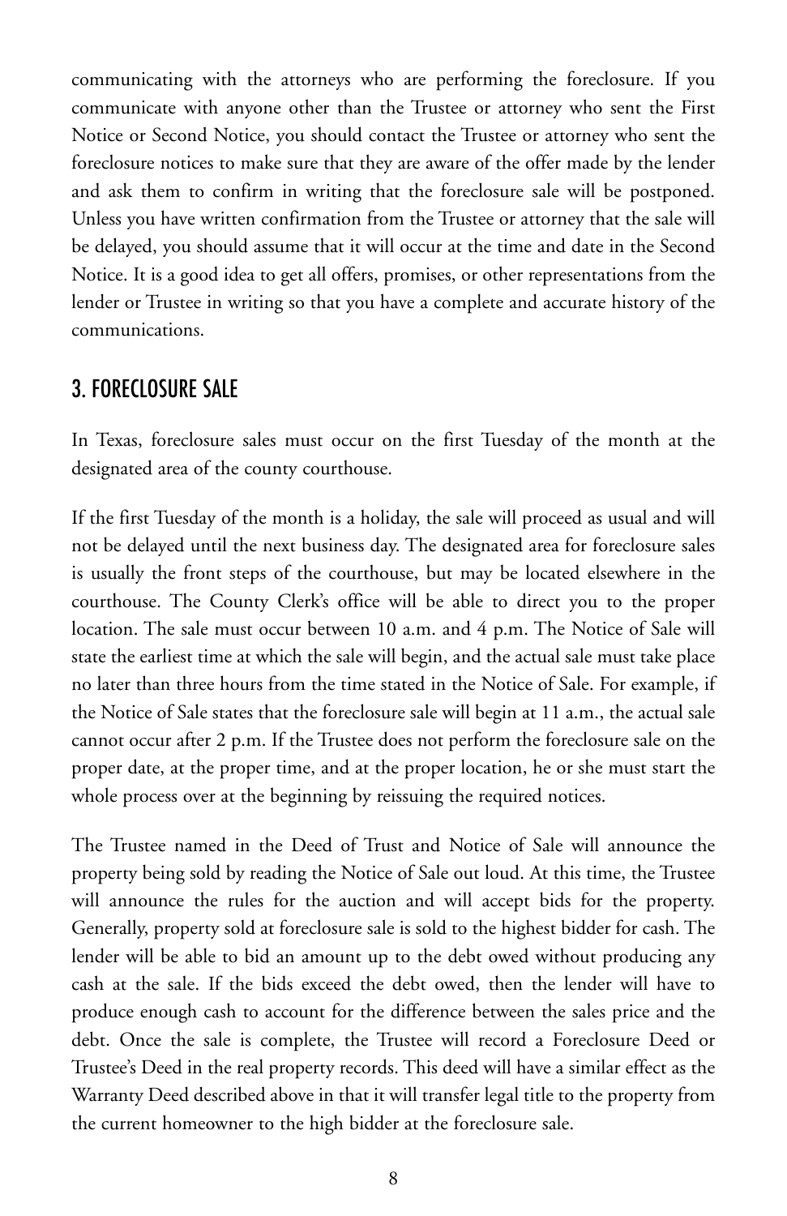communicating with the attorneys who are performing the foreclosure. If you communicate with anyone other than the Trustee or attorney who sent the First Notice or Second Notice, you should contact the Trustee or attorney who sent the foreclosure notices to make sure that they are aware of the offer made by the lender and ask them to confirm in writing that the foreclosure sale will be postponed. Unless you have written confirmation from the Trustee or attorney that the sale will be delayed, you should assume that it will occur at the time and date in the Second Notice. It is a good idea to get all offers, promises, or other representations from the lender or Trustee in writing so that you have a complete and accurate history of the communications.

## 3. FORECLOSURE SALE

In Texas, foreclosure sales must occur on the first Tuesday of the month at the designated area of the county courthouse.

If the first Tuesday of the month is a holiday, the sale will proceed as usual and will not be delayed until the next business day. The designated area for foreclosure sales is usually the front steps of the courthouse, but may be located elsewhere in the courthouse. The County Clerk's office will be able to direct you to the proper location. The sale must occur between 10 a.m. and 4 p.m. The Notice of Sale will state the earliest time at which the sale will begin, and the actual sale must take place no later than three hours from the time stated in the Notice of Sale. For example, if the Notice of Sale states that the foreclosure sale will begin at 11 a.m., the actual sale cannot occur after 2 p.m. If the Trustee does not perform the foreclosure sale on the proper date, at the proper time, and at the proper location, he or she must start the whole process over at the beginning by reissuing the required notices.

The Trustee named in the Deed of Trust and Notice of Sale will announce the property being sold by reading the Notice of Sale out loud. At this time, the Trustee will announce the rules for the auction and will accept bids for the property. Generally, property sold at foreclosure sale is sold to the highest bidder for cash. The lender will be able to bid an amount up to the debt owed without producing any cash at the sale. If the bids exceed the debt owed, then the lender will have to produce enough cash to account for the difference between the sales price and the debt. Once the sale is complete, the Trustee will record a Foreclosure Deed or Trustee's Deed in the real property records. This deed will have a similar effect as the Warranty Deed described above in that it will transfer legal title to the property from the current homeowner to the high bidder at the foreclosure sale.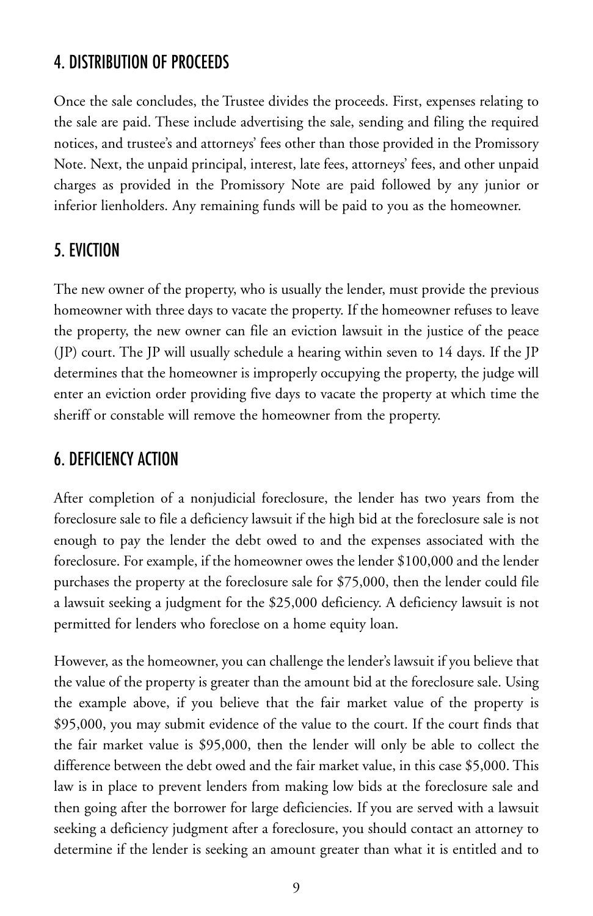## 4. DISTRIBUTION OF PROCEEDS

Once the sale concludes, the Trustee divides the proceeds. First, expenses relating to the sale are paid. These include advertising the sale, sending and filing the required notices, and trustee's and attorneys' fees other than those provided in the Promissory Note. Next, the unpaid principal, interest, late fees, attorneys' fees, and other unpaid charges as provided in the Promissory Note are paid followed by any junior or inferior lienholders. Any remaining funds will be paid to you as the homeowner.

## 5. EVICTION

The new owner of the property, who is usually the lender, must provide the previous homeowner with three days to vacate the property. If the homeowner refuses to leave the property, the new owner can file an eviction lawsuit in the justice of the peace (JP) court. The JP will usually schedule a hearing within seven to 14 days. If the JP determines that the homeowner is improperly occupying the property, the judge will enter an eviction order providing five days to vacate the property at which time the sheriff or constable will remove the homeowner from the property.

## 6. DEFICIENCY ACTION

After completion of a nonjudicial foreclosure, the lender has two years from the foreclosure sale to file a deficiency lawsuit if the high bid at the foreclosure sale is not enough to pay the lender the debt owed to and the expenses associated with the foreclosure. For example, if the homeowner owes the lender $100,000 and the lender purchases the property at the foreclosure sale for $75,000, then the lender could file a lawsuit seeking a judgment for the $25,000 deficiency. A deficiency lawsuit is not permitted for lenders who foreclose on a home equity loan.

However, as the homeowner, you can challenge the lender's lawsuit if you believe that the value of the property is greater than the amount bid at the foreclosure sale. Using the example above, if you believe that the fair market value of the property is $95,000, you may submit evidence of the value to the court. If the court finds that the fair market value is $95,000, then the lender will only be able to collect the difference between the debt owed and the fair market value, in this case $5,000. This law is in place to prevent lenders from making low bids at the foreclosure sale and then going after the borrower for large deficiencies. If you are served with a lawsuit seeking a deficiency judgment after a foreclosure, you should contact an attorney to determine if the lender is seeking an amount greater than what it is entitled and to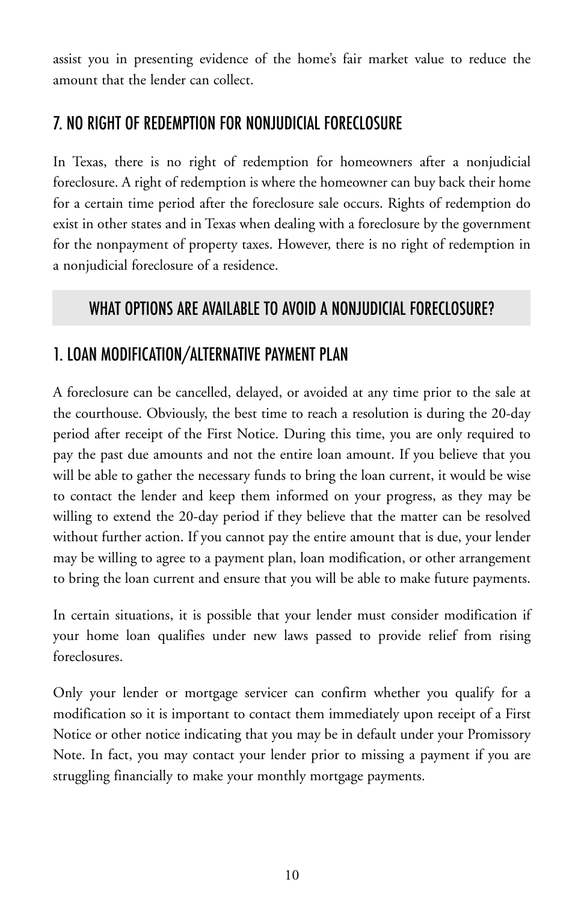assist you in presenting evidence of the home's fair market value to reduce the amount that the lender can collect.

## 7. NO RIGHT OF REDEMPTION FOR NONJUDICIAL FORECLOSURE

In Texas, there is no right of redemption for homeowners after a nonjudicial foreclosure. A right of redemption is where the homeowner can buy back their home for a certain time period after the foreclosure sale occurs. Rights of redemption do exist in other states and in Texas when dealing with a foreclosure by the government for the nonpayment of property taxes. However, there is no right of redemption in a nonjudicial foreclosure of a residence.

# WHAT OPTIONS ARE AVAILABLE TO AVOID A NONJUDICIAL FORECLOSURE?

## 1. LOAN MODIFICATION/ALTERNATIVE PAYMENT PLAN

A foreclosure can be cancelled, delayed, or avoided at any time prior to the sale at the courthouse. Obviously, the best time to reach a resolution is during the 20-day period after receipt of the First Notice. During this time, you are only required to pay the past due amounts and not the entire loan amount. If you believe that you will be able to gather the necessary funds to bring the loan current, it would be wise to contact the lender and keep them informed on your progress, as they may be willing to extend the 20-day period if they believe that the matter can be resolved without further action. If you cannot pay the entire amount that is due, your lender may be willing to agree to a payment plan, loan modification, or other arrangement to bring the loan current and ensure that you will be able to make future payments.

In certain situations, it is possible that your lender must consider modification if your home loan qualifies under new laws passed to provide relief from rising foreclosures.

Only your lender or mortgage servicer can confirm whether you qualify for a modification so it is important to contact them immediately upon receipt of a First Notice or other notice indicating that you may be in default under your Promissory Note. In fact, you may contact your lender prior to missing a payment if you are struggling financially to make your monthly mortgage payments.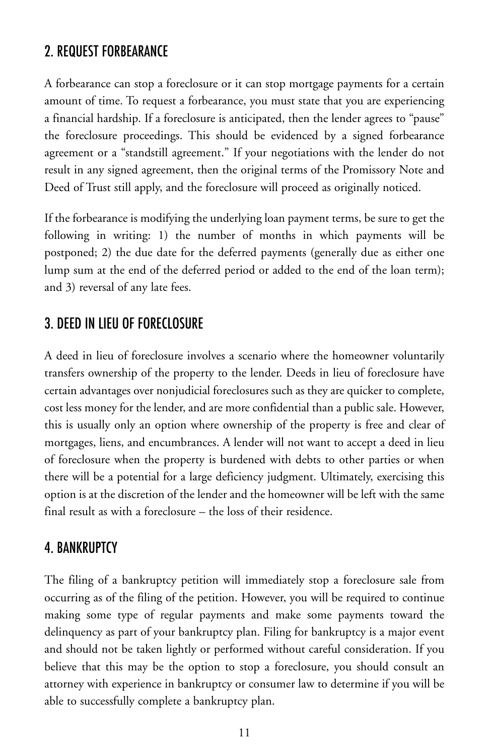## 2. REQUEST FORBEARANCE

A forbearance can stop a foreclosure or it can stop mortgage payments for a certain amount of time. To request a forbearance, you must state that you are experiencing a financial hardship. If a foreclosure is anticipated, then the lender agrees to "pause" the foreclosure proceedings. This should be evidenced by a signed forbearance agreement or a "standstill agreement." If your negotiations with the lender do not result in any signed agreement, then the original terms of the Promissory Note and Deed of Trust still apply, and the foreclosure will proceed as originally noticed.

If the forbearance is modifying the underlying loan payment terms, be sure to get the following in writing: 1) the number of months in which payments will be postponed; 2) the due date for the deferred payments (generally due as either one lump sum at the end of the deferred period or added to the end of the loan term); and 3) reversal of any late fees.

## 3. DEED IN LIEU OF FORECLOSURE

A deed in lieu of foreclosure involves a scenario where the homeowner voluntarily transfers ownership of the property to the lender. Deeds in lieu of foreclosure have certain advantages over nonjudicial foreclosures such as they are quicker to complete, cost less money for the lender, and are more confidential than a public sale. However, this is usually only an option where ownership of the property is free and clear of mortgages, liens, and encumbrances. A lender will not want to accept a deed in lieu of foreclosure when the property is burdened with debts to other parties or when there will be a potential for a large deficiency judgment. Ultimately, exercising this option is at the discretion of the lender and the homeowner will be left with the same final result as with a foreclosure – the loss of their residence.

## 4. BANKRUPTCY

The filing of a bankruptcy petition will immediately stop a foreclosure sale from occurring as of the filing of the petition. However, you will be required to continue making some type of regular payments and make some payments toward the delinquency as part of your bankruptcy plan. Filing for bankruptcy is a major event and should not be taken lightly or performed without careful consideration. If you believe that this may be the option to stop a foreclosure, you should consult an attorney with experience in bankruptcy or consumer law to determine if you will be able to successfully complete a bankruptcy plan.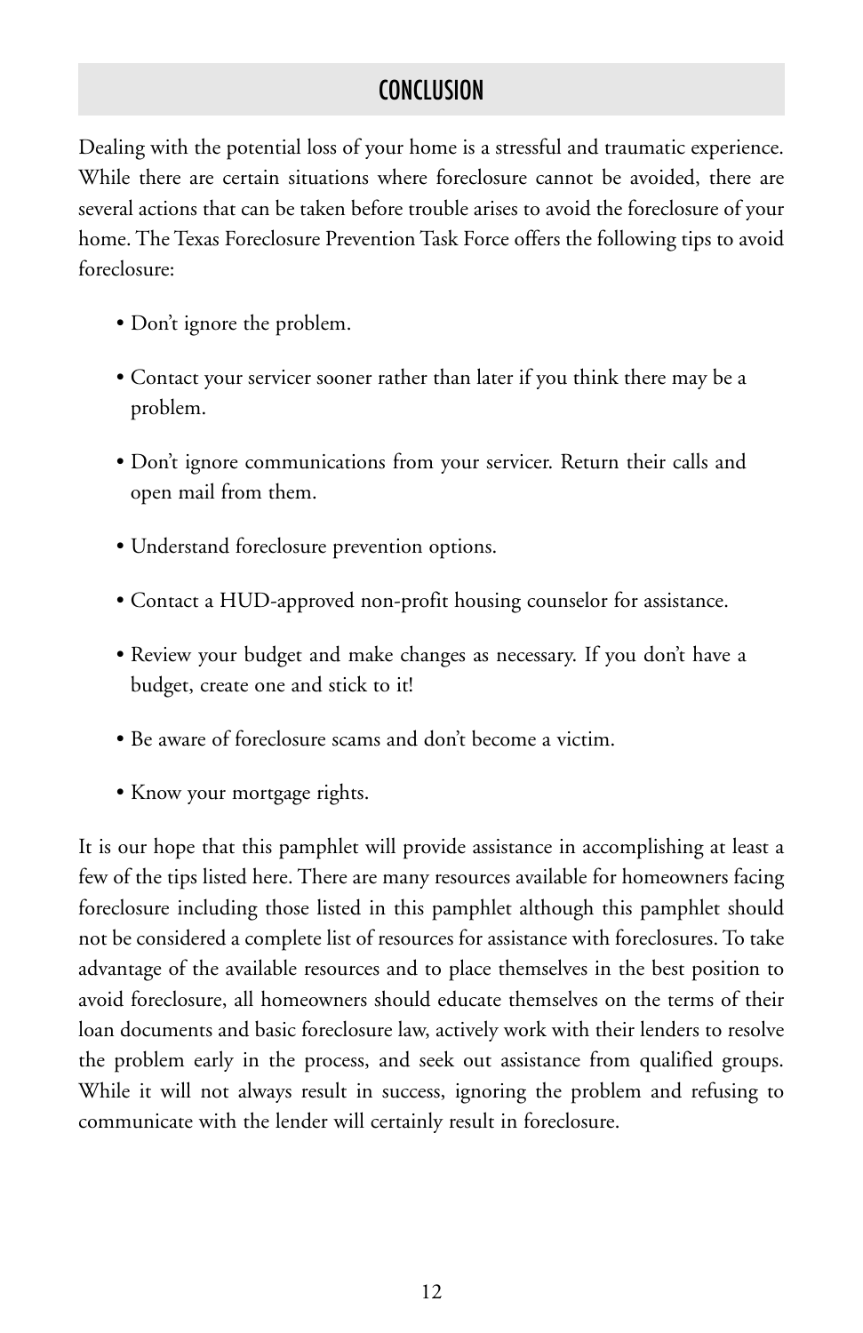## CONCLUSION

Dealing with the potential loss of your home is a stressful and traumatic experience. While there are certain situations where foreclosure cannot be avoided, there are several actions that can be taken before trouble arises to avoid the foreclosure of your home. The Texas Foreclosure Prevention Task Force offers the following tips to avoid foreclosure:

- Don't ignore the problem.
- Contact your servicer sooner rather than later if you think there may be a problem.
- Don't ignore communications from your servicer. Return their calls and open mail from them.
- Understand foreclosure prevention options.
- Contact a HUD-approved non-profit housing counselor for assistance.
- Review your budget and make changes as necessary. If you don't have a budget, create one and stick to it!
- Be aware of foreclosure scams and don't become a victim.
- Know your mortgage rights.

It is our hope that this pamphlet will provide assistance in accomplishing at least a few of the tips listed here. There are many resources available for homeowners facing foreclosure including those listed in this pamphlet although this pamphlet should not be considered a complete list of resources for assistance with foreclosures. To take advantage of the available resources and to place themselves in the best position to avoid foreclosure, all homeowners should educate themselves on the terms of their loan documents and basic foreclosure law, actively work with their lenders to resolve the problem early in the process, and seek out assistance from qualified groups. While it will not always result in success, ignoring the problem and refusing to communicate with the lender will certainly result in foreclosure.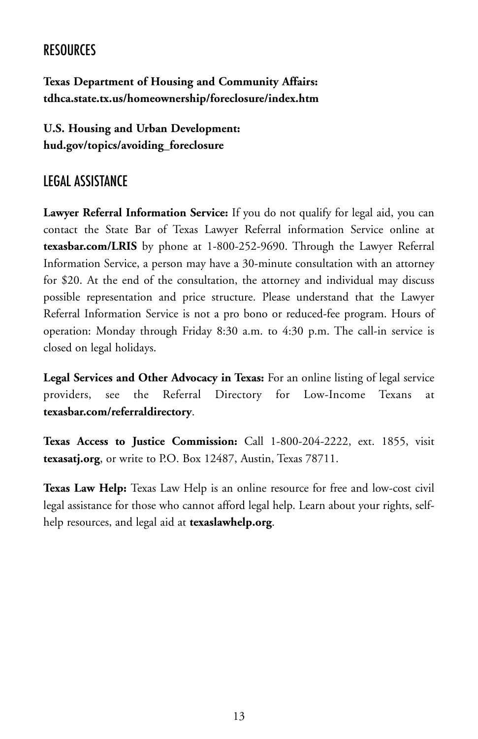## RESOURCES

**Texas Department of Housing and Community Affairs:**
**tdhca.state.tx.us/homeownership/foreclosure/index.htm**

**U.S. Housing and Urban Development:**
**hud.gov/topics/avoiding_foreclosure**

## LEGAL ASSISTANCE

**Lawyer Referral Information Service:** If you do not qualify for legal aid, you can contact the State Bar of Texas Lawyer Referral information Service online at **texasbar.com/LRIS** by phone at 1-800-252-9690. Through the Lawyer Referral Information Service, a person may have a 30-minute consultation with an attorney for $20. At the end of the consultation, the attorney and individual may discuss possible representation and price structure. Please understand that the Lawyer Referral Information Service is not a pro bono or reduced-fee program. Hours of operation: Monday through Friday 8:30 a.m. to 4:30 p.m. The call-in service is closed on legal holidays.

**Legal Services and Other Advocacy in Texas:** For an online listing of legal service providers, see the Referral Directory for Low-Income Texans at **texasbar.com/referraldirectory**.

**Texas Access to Justice Commission:** Call 1-800-204-2222, ext. 1855, visit **texasatj.org**, or write to P.O. Box 12487, Austin, Texas 78711.

**Texas Law Help:** Texas Law Help is an online resource for free and low-cost civil legal assistance for those who cannot afford legal help. Learn about your rights, self-help resources, and legal aid at **texaslawhelp.org**.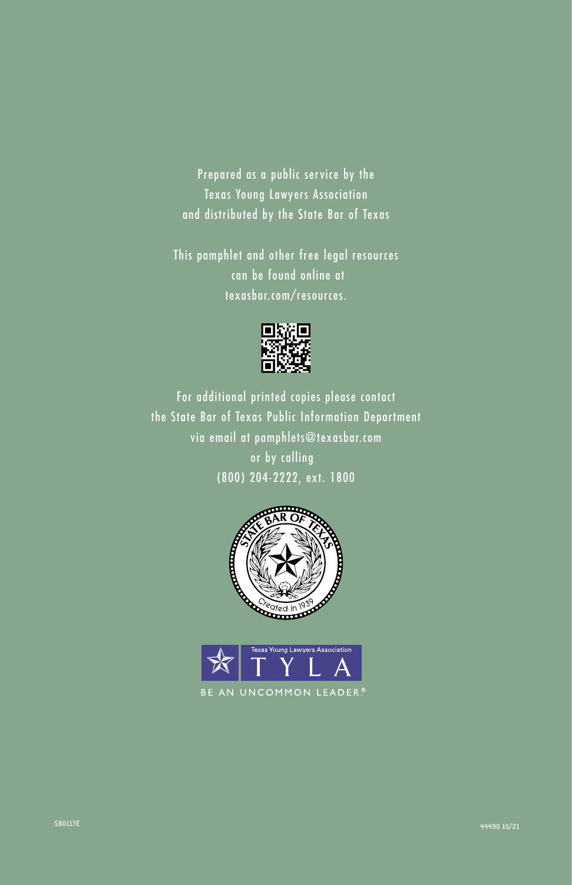Prepared as a public service by the
Texas Young Lawyers Association
and distributed by the State Bar of Texas

This pamphlet and other free legal resources
can be found online at
texasbar.com/resources.

For additional printed copies please contact
the State Bar of Texas Public Information Department
via email at pamphlets@texasbar.com
or by calling
(800) 204-2222, ext. 1800

STATE BAR OF TEXAS
Created in 1939

Texas Young Lawyers Association
TYLA
BE AN UNCOMMON LEADER.®

SB0117E

44490 10/21